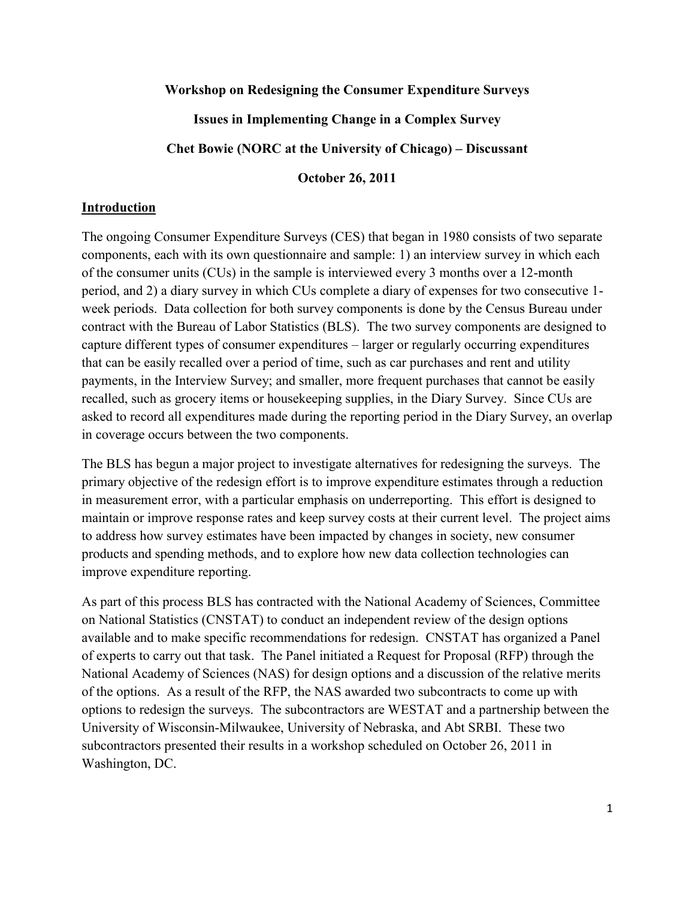**Workshop on Redesigning the Consumer Expenditure Surveys**

**Issues in Implementing Change in a Complex Survey**

**Chet Bowie (NORC at the University of Chicago) – Discussant**

**October 26, 2011**

## Introduction

The ongoing Consumer Expenditure Surveys (CES) that began in 1980 consists of two separate components, each with its own questionnaire and sample: 1) an interview survey in which each of the consumer units (CUs) in the sample is interviewed every 3 months over a 12-month period, and 2) a diary survey in which CUs complete a diary of expenses for two consecutive 1-week periods. Data collection for both survey components is done by the Census Bureau under contract with the Bureau of Labor Statistics (BLS). The two survey components are designed to capture different types of consumer expenditures – larger or regularly occurring expenditures that can be easily recalled over a period of time, such as car purchases and rent and utility payments, in the Interview Survey; and smaller, more frequent purchases that cannot be easily recalled, such as grocery items or housekeeping supplies, in the Diary Survey. Since CUs are asked to record all expenditures made during the reporting period in the Diary Survey, an overlap in coverage occurs between the two components.

The BLS has begun a major project to investigate alternatives for redesigning the surveys. The primary objective of the redesign effort is to improve expenditure estimates through a reduction in measurement error, with a particular emphasis on underreporting. This effort is designed to maintain or improve response rates and keep survey costs at their current level. The project aims to address how survey estimates have been impacted by changes in society, new consumer products and spending methods, and to explore how new data collection technologies can improve expenditure reporting.

As part of this process BLS has contracted with the National Academy of Sciences, Committee on National Statistics (CNSTAT) to conduct an independent review of the design options available and to make specific recommendations for redesign. CNSTAT has organized a Panel of experts to carry out that task. The Panel initiated a Request for Proposal (RFP) through the National Academy of Sciences (NAS) for design options and a discussion of the relative merits of the options. As a result of the RFP, the NAS awarded two subcontracts to come up with options to redesign the surveys. The subcontractors are WESTAT and a partnership between the University of Wisconsin-Milwaukee, University of Nebraska, and Abt SRBI. These two subcontractors presented their results in a workshop scheduled on October 26, 2011 in Washington, DC.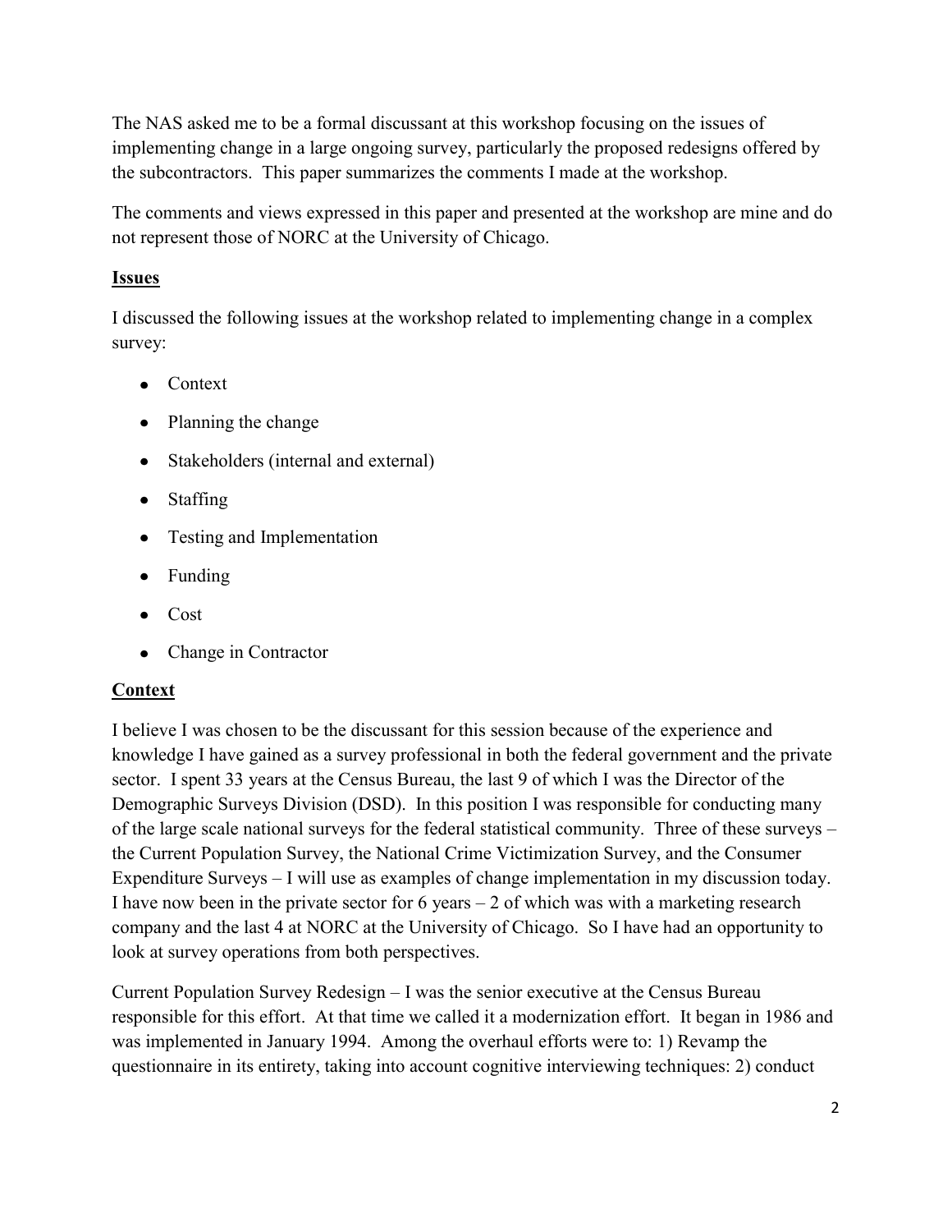The NAS asked me to be a formal discussant at this workshop focusing on the issues of implementing change in a large ongoing survey, particularly the proposed redesigns offered by the subcontractors. This paper summarizes the comments I made at the workshop.

The comments and views expressed in this paper and presented at the workshop are mine and do not represent those of NORC at the University of Chicago.

## Issues

I discussed the following issues at the workshop related to implementing change in a complex survey:

- Context
- Planning the change
- Stakeholders (internal and external)
- Staffing
- Testing and Implementation
- Funding
- Cost
- Change in Contractor

## Context

I believe I was chosen to be the discussant for this session because of the experience and knowledge I have gained as a survey professional in both the federal government and the private sector. I spent 33 years at the Census Bureau, the last 9 of which I was the Director of the Demographic Surveys Division (DSD). In this position I was responsible for conducting many of the large scale national surveys for the federal statistical community. Three of these surveys – the Current Population Survey, the National Crime Victimization Survey, and the Consumer Expenditure Surveys – I will use as examples of change implementation in my discussion today. I have now been in the private sector for 6 years – 2 of which was with a marketing research company and the last 4 at NORC at the University of Chicago. So I have had an opportunity to look at survey operations from both perspectives.

Current Population Survey Redesign – I was the senior executive at the Census Bureau responsible for this effort. At that time we called it a modernization effort. It began in 1986 and was implemented in January 1994. Among the overhaul efforts were to: 1) Revamp the questionnaire in its entirety, taking into account cognitive interviewing techniques: 2) conduct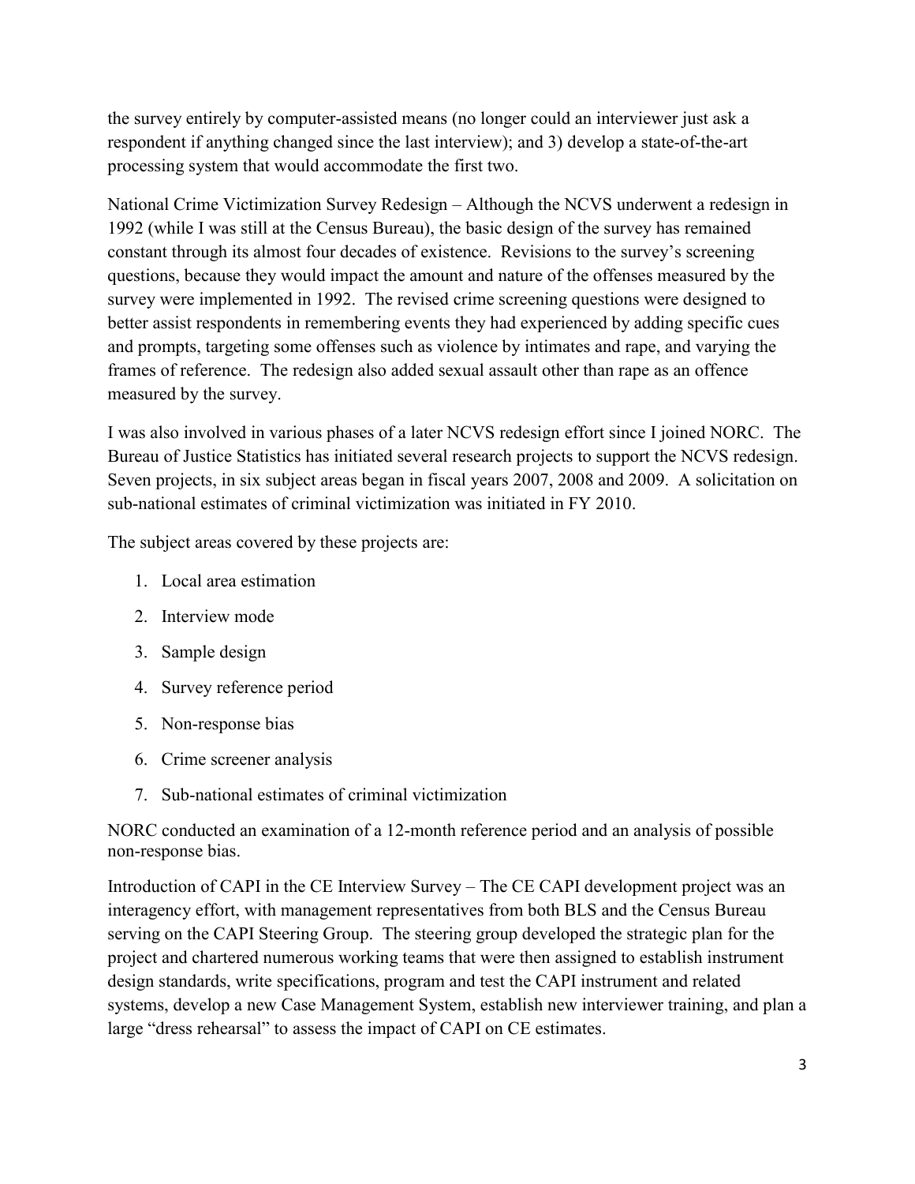the survey entirely by computer-assisted means (no longer could an interviewer just ask a respondent if anything changed since the last interview); and 3) develop a state-of-the-art processing system that would accommodate the first two.

National Crime Victimization Survey Redesign – Although the NCVS underwent a redesign in 1992 (while I was still at the Census Bureau), the basic design of the survey has remained constant through its almost four decades of existence. Revisions to the survey's screening questions, because they would impact the amount and nature of the offenses measured by the survey were implemented in 1992. The revised crime screening questions were designed to better assist respondents in remembering events they had experienced by adding specific cues and prompts, targeting some offenses such as violence by intimates and rape, and varying the frames of reference. The redesign also added sexual assault other than rape as an offence measured by the survey.

I was also involved in various phases of a later NCVS redesign effort since I joined NORC. The Bureau of Justice Statistics has initiated several research projects to support the NCVS redesign. Seven projects, in six subject areas began in fiscal years 2007, 2008 and 2009. A solicitation on sub-national estimates of criminal victimization was initiated in FY 2010.

The subject areas covered by these projects are:

1. Local area estimation
2. Interview mode
3. Sample design
4. Survey reference period
5. Non-response bias
6. Crime screener analysis
7. Sub-national estimates of criminal victimization

NORC conducted an examination of a 12-month reference period and an analysis of possible non-response bias.

Introduction of CAPI in the CE Interview Survey – The CE CAPI development project was an interagency effort, with management representatives from both BLS and the Census Bureau serving on the CAPI Steering Group. The steering group developed the strategic plan for the project and chartered numerous working teams that were then assigned to establish instrument design standards, write specifications, program and test the CAPI instrument and related systems, develop a new Case Management System, establish new interviewer training, and plan a large "dress rehearsal" to assess the impact of CAPI on CE estimates.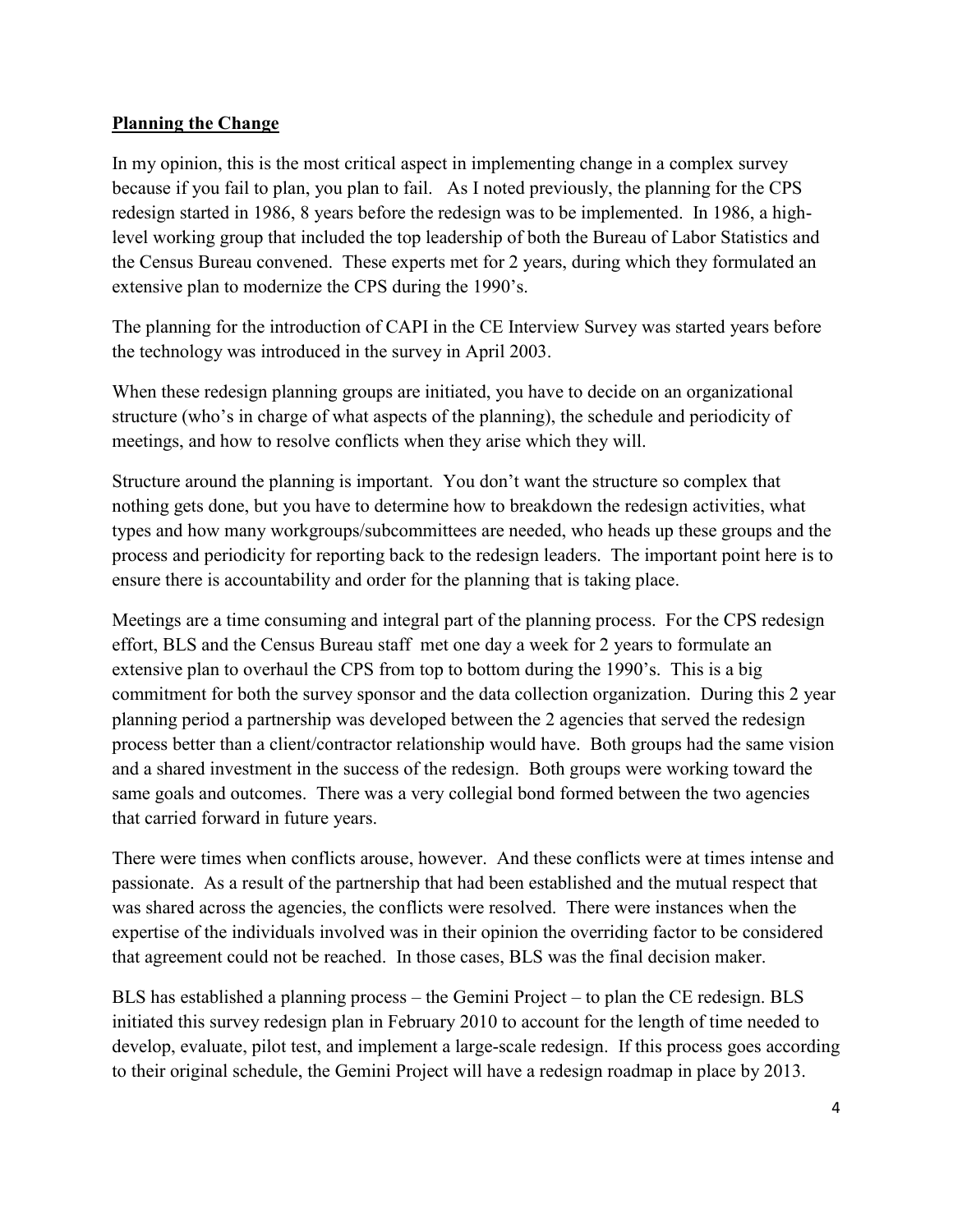**Planning the Change**

In my opinion, this is the most critical aspect in implementing change in a complex survey because if you fail to plan, you plan to fail. As I noted previously, the planning for the CPS redesign started in 1986, 8 years before the redesign was to be implemented. In 1986, a high-level working group that included the top leadership of both the Bureau of Labor Statistics and the Census Bureau convened. These experts met for 2 years, during which they formulated an extensive plan to modernize the CPS during the 1990's.

The planning for the introduction of CAPI in the CE Interview Survey was started years before the technology was introduced in the survey in April 2003.

When these redesign planning groups are initiated, you have to decide on an organizational structure (who's in charge of what aspects of the planning), the schedule and periodicity of meetings, and how to resolve conflicts when they arise which they will.

Structure around the planning is important. You don't want the structure so complex that nothing gets done, but you have to determine how to breakdown the redesign activities, what types and how many workgroups/subcommittees are needed, who heads up these groups and the process and periodicity for reporting back to the redesign leaders. The important point here is to ensure there is accountability and order for the planning that is taking place.

Meetings are a time consuming and integral part of the planning process. For the CPS redesign effort, BLS and the Census Bureau staff met one day a week for 2 years to formulate an extensive plan to overhaul the CPS from top to bottom during the 1990's. This is a big commitment for both the survey sponsor and the data collection organization. During this 2 year planning period a partnership was developed between the 2 agencies that served the redesign process better than a client/contractor relationship would have. Both groups had the same vision and a shared investment in the success of the redesign. Both groups were working toward the same goals and outcomes. There was a very collegial bond formed between the two agencies that carried forward in future years.

There were times when conflicts arouse, however. And these conflicts were at times intense and passionate. As a result of the partnership that had been established and the mutual respect that was shared across the agencies, the conflicts were resolved. There were instances when the expertise of the individuals involved was in their opinion the overriding factor to be considered that agreement could not be reached. In those cases, BLS was the final decision maker.

BLS has established a planning process – the Gemini Project – to plan the CE redesign. BLS initiated this survey redesign plan in February 2010 to account for the length of time needed to develop, evaluate, pilot test, and implement a large-scale redesign. If this process goes according to their original schedule, the Gemini Project will have a redesign roadmap in place by 2013.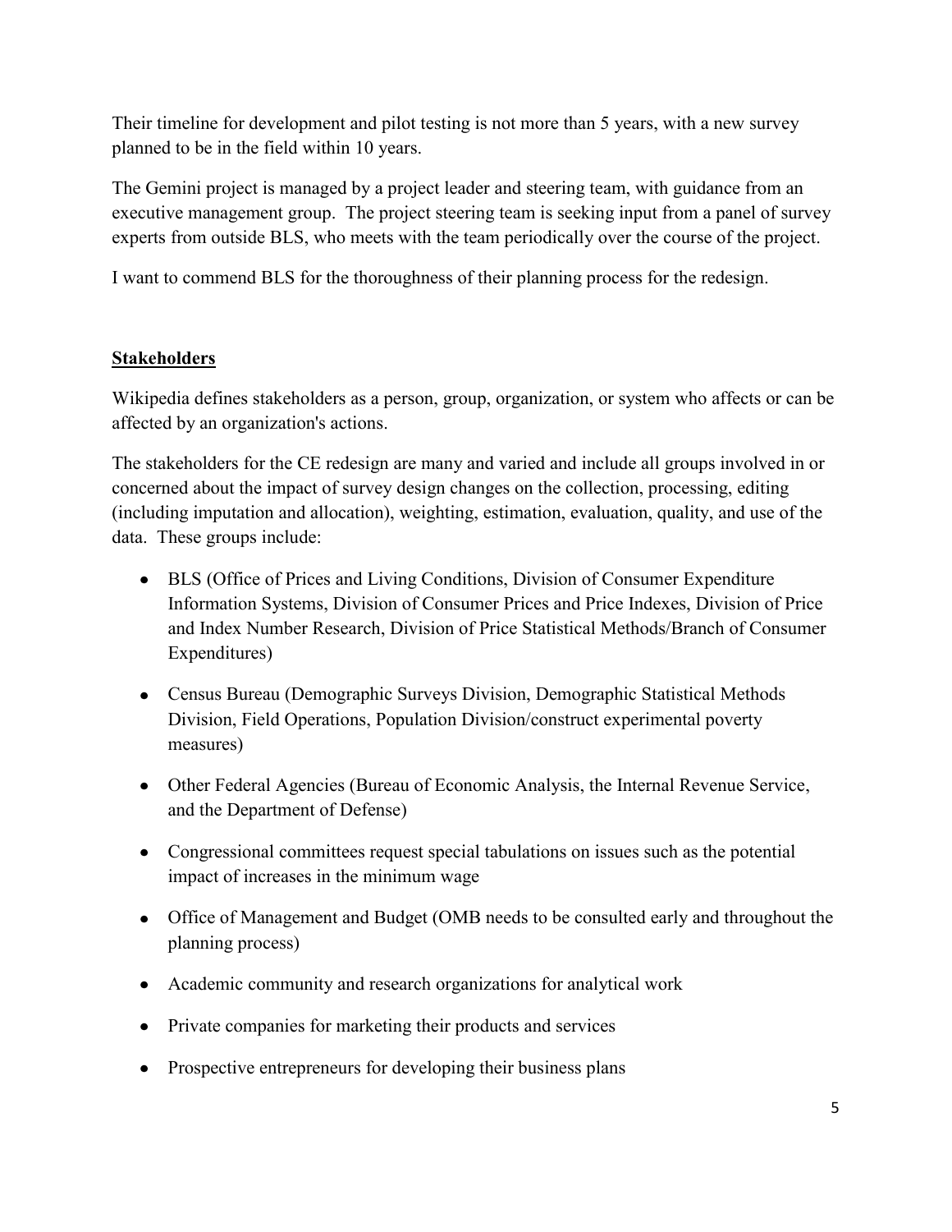Their timeline for development and pilot testing is not more than 5 years, with a new survey planned to be in the field within 10 years.

The Gemini project is managed by a project leader and steering team, with guidance from an executive management group. The project steering team is seeking input from a panel of survey experts from outside BLS, who meets with the team periodically over the course of the project.

I want to commend BLS for the thoroughness of their planning process for the redesign.

## Stakeholders

Wikipedia defines stakeholders as a person, group, organization, or system who affects or can be affected by an organization's actions.

The stakeholders for the CE redesign are many and varied and include all groups involved in or concerned about the impact of survey design changes on the collection, processing, editing (including imputation and allocation), weighting, estimation, evaluation, quality, and use of the data. These groups include:

- BLS (Office of Prices and Living Conditions, Division of Consumer Expenditure Information Systems, Division of Consumer Prices and Price Indexes, Division of Price and Index Number Research, Division of Price Statistical Methods/Branch of Consumer Expenditures)
- Census Bureau (Demographic Surveys Division, Demographic Statistical Methods Division, Field Operations, Population Division/construct experimental poverty measures)
- Other Federal Agencies (Bureau of Economic Analysis, the Internal Revenue Service, and the Department of Defense)
- Congressional committees request special tabulations on issues such as the potential impact of increases in the minimum wage
- Office of Management and Budget (OMB needs to be consulted early and throughout the planning process)
- Academic community and research organizations for analytical work
- Private companies for marketing their products and services
- Prospective entrepreneurs for developing their business plans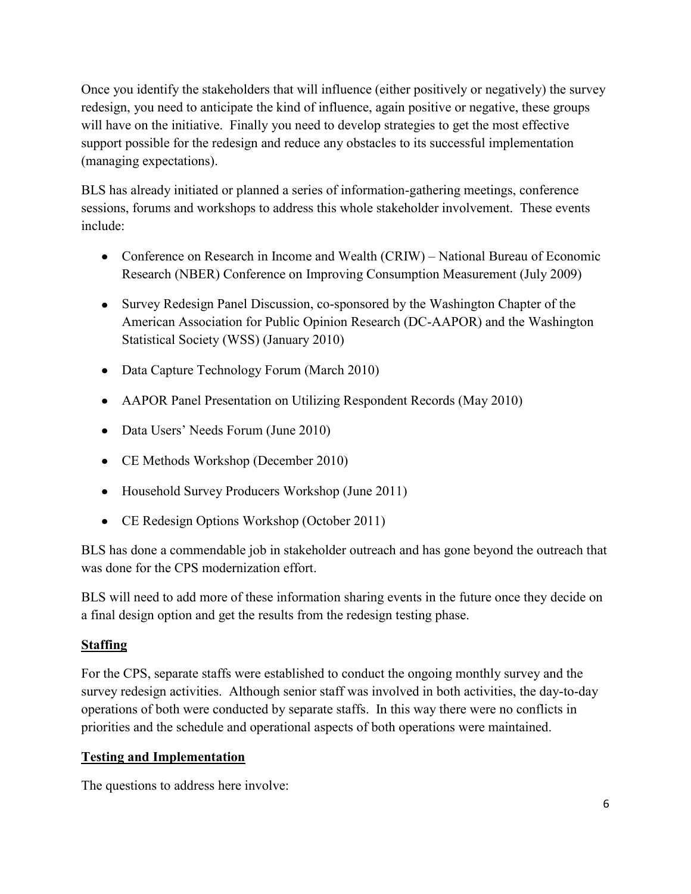Once you identify the stakeholders that will influence (either positively or negatively) the survey redesign, you need to anticipate the kind of influence, again positive or negative, these groups will have on the initiative. Finally you need to develop strategies to get the most effective support possible for the redesign and reduce any obstacles to its successful implementation (managing expectations).

BLS has already initiated or planned a series of information-gathering meetings, conference sessions, forums and workshops to address this whole stakeholder involvement. These events include:

- Conference on Research in Income and Wealth (CRIW) – National Bureau of Economic Research (NBER) Conference on Improving Consumption Measurement (July 2009)
- Survey Redesign Panel Discussion, co-sponsored by the Washington Chapter of the American Association for Public Opinion Research (DC-AAPOR) and the Washington Statistical Society (WSS) (January 2010)
- Data Capture Technology Forum (March 2010)
- AAPOR Panel Presentation on Utilizing Respondent Records (May 2010)
- Data Users' Needs Forum (June 2010)
- CE Methods Workshop (December 2010)
- Household Survey Producers Workshop (June 2011)
- CE Redesign Options Workshop (October 2011)

BLS has done a commendable job in stakeholder outreach and has gone beyond the outreach that was done for the CPS modernization effort.

BLS will need to add more of these information sharing events in the future once they decide on a final design option and get the results from the redesign testing phase.

**Staffing**

For the CPS, separate staffs were established to conduct the ongoing monthly survey and the survey redesign activities. Although senior staff was involved in both activities, the day-to-day operations of both were conducted by separate staffs. In this way there were no conflicts in priorities and the schedule and operational aspects of both operations were maintained.

**Testing and Implementation**

The questions to address here involve: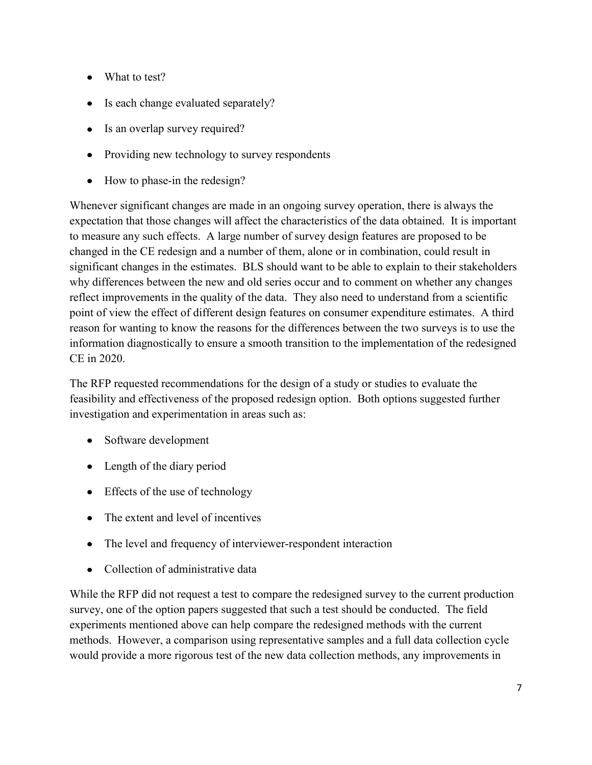- What to test?
- Is each change evaluated separately?
- Is an overlap survey required?
- Providing new technology to survey respondents
- How to phase-in the redesign?

Whenever significant changes are made in an ongoing survey operation, there is always the expectation that those changes will affect the characteristics of the data obtained. It is important to measure any such effects. A large number of survey design features are proposed to be changed in the CE redesign and a number of them, alone or in combination, could result in significant changes in the estimates. BLS should want to be able to explain to their stakeholders why differences between the new and old series occur and to comment on whether any changes reflect improvements in the quality of the data. They also need to understand from a scientific point of view the effect of different design features on consumer expenditure estimates. A third reason for wanting to know the reasons for the differences between the two surveys is to use the information diagnostically to ensure a smooth transition to the implementation of the redesigned CE in 2020.

The RFP requested recommendations for the design of a study or studies to evaluate the feasibility and effectiveness of the proposed redesign option. Both options suggested further investigation and experimentation in areas such as:

- Software development
- Length of the diary period
- Effects of the use of technology
- The extent and level of incentives
- The level and frequency of interviewer-respondent interaction
- Collection of administrative data

While the RFP did not request a test to compare the redesigned survey to the current production survey, one of the option papers suggested that such a test should be conducted. The field experiments mentioned above can help compare the redesigned methods with the current methods. However, a comparison using representative samples and a full data collection cycle would provide a more rigorous test of the new data collection methods, any improvements in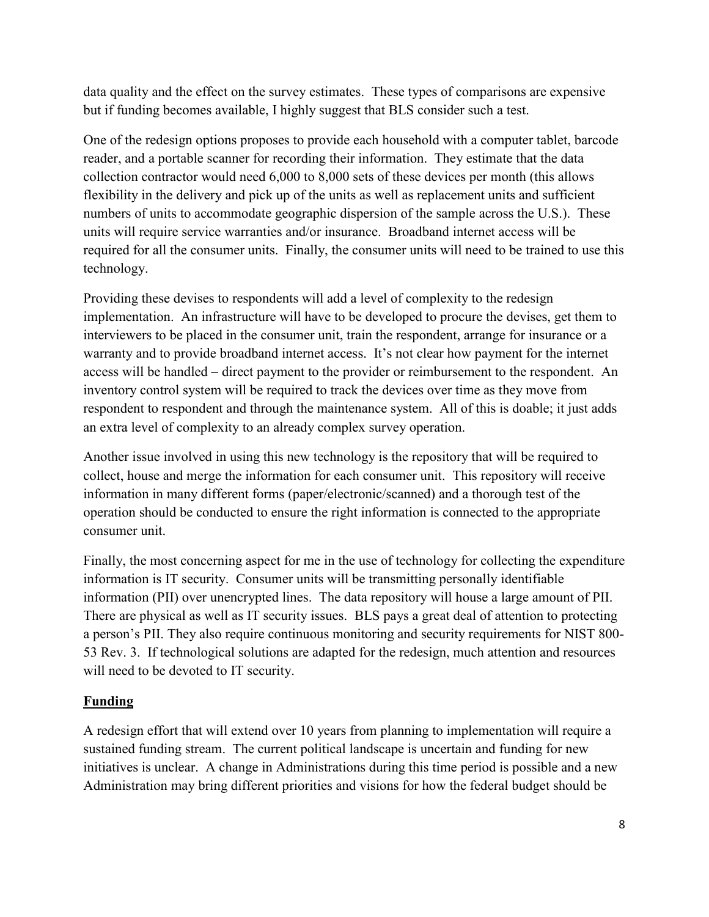data quality and the effect on the survey estimates. These types of comparisons are expensive but if funding becomes available, I highly suggest that BLS consider such a test.

One of the redesign options proposes to provide each household with a computer tablet, barcode reader, and a portable scanner for recording their information. They estimate that the data collection contractor would need 6,000 to 8,000 sets of these devices per month (this allows flexibility in the delivery and pick up of the units as well as replacement units and sufficient numbers of units to accommodate geographic dispersion of the sample across the U.S.). These units will require service warranties and/or insurance. Broadband internet access will be required for all the consumer units. Finally, the consumer units will need to be trained to use this technology.

Providing these devises to respondents will add a level of complexity to the redesign implementation. An infrastructure will have to be developed to procure the devises, get them to interviewers to be placed in the consumer unit, train the respondent, arrange for insurance or a warranty and to provide broadband internet access. It's not clear how payment for the internet access will be handled – direct payment to the provider or reimbursement to the respondent. An inventory control system will be required to track the devices over time as they move from respondent to respondent and through the maintenance system. All of this is doable; it just adds an extra level of complexity to an already complex survey operation.

Another issue involved in using this new technology is the repository that will be required to collect, house and merge the information for each consumer unit. This repository will receive information in many different forms (paper/electronic/scanned) and a thorough test of the operation should be conducted to ensure the right information is connected to the appropriate consumer unit.

Finally, the most concerning aspect for me in the use of technology for collecting the expenditure information is IT security. Consumer units will be transmitting personally identifiable information (PII) over unencrypted lines. The data repository will house a large amount of PII. There are physical as well as IT security issues. BLS pays a great deal of attention to protecting a person's PII. They also require continuous monitoring and security requirements for NIST 800-53 Rev. 3. If technological solutions are adapted for the redesign, much attention and resources will need to be devoted to IT security.

## **Funding**

A redesign effort that will extend over 10 years from planning to implementation will require a sustained funding stream. The current political landscape is uncertain and funding for new initiatives is unclear. A change in Administrations during this time period is possible and a new Administration may bring different priorities and visions for how the federal budget should be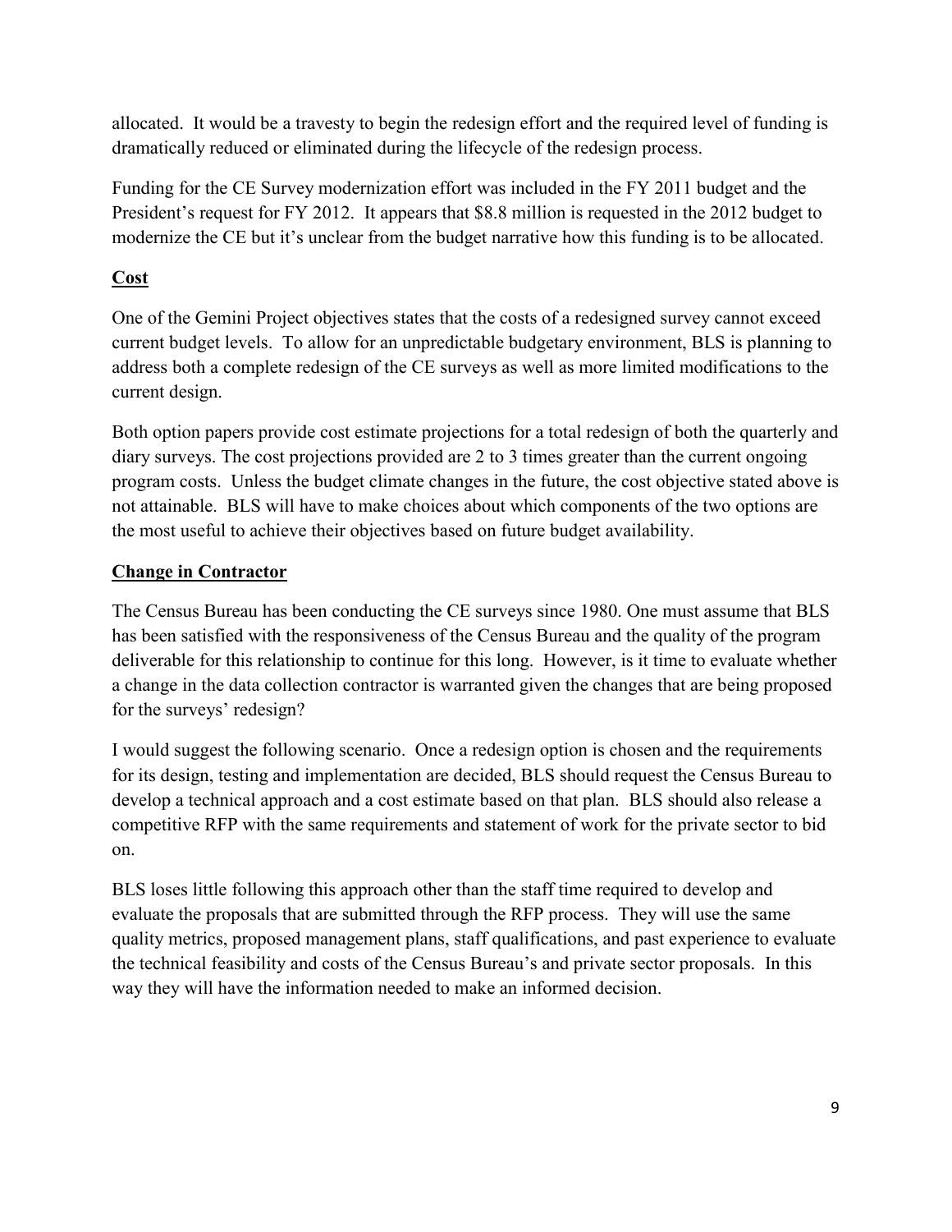allocated. It would be a travesty to begin the redesign effort and the required level of funding is dramatically reduced or eliminated during the lifecycle of the redesign process.

Funding for the CE Survey modernization effort was included in the FY 2011 budget and the President's request for FY 2012. It appears that $8.8 million is requested in the 2012 budget to modernize the CE but it's unclear from the budget narrative how this funding is to be allocated.

**Cost**

One of the Gemini Project objectives states that the costs of a redesigned survey cannot exceed current budget levels. To allow for an unpredictable budgetary environment, BLS is planning to address both a complete redesign of the CE surveys as well as more limited modifications to the current design.

Both option papers provide cost estimate projections for a total redesign of both the quarterly and diary surveys. The cost projections provided are 2 to 3 times greater than the current ongoing program costs. Unless the budget climate changes in the future, the cost objective stated above is not attainable. BLS will have to make choices about which components of the two options are the most useful to achieve their objectives based on future budget availability.

**Change in Contractor**

The Census Bureau has been conducting the CE surveys since 1980. One must assume that BLS has been satisfied with the responsiveness of the Census Bureau and the quality of the program deliverable for this relationship to continue for this long. However, is it time to evaluate whether a change in the data collection contractor is warranted given the changes that are being proposed for the surveys' redesign?

I would suggest the following scenario. Once a redesign option is chosen and the requirements for its design, testing and implementation are decided, BLS should request the Census Bureau to develop a technical approach and a cost estimate based on that plan. BLS should also release a competitive RFP with the same requirements and statement of work for the private sector to bid on.

BLS loses little following this approach other than the staff time required to develop and evaluate the proposals that are submitted through the RFP process. They will use the same quality metrics, proposed management plans, staff qualifications, and past experience to evaluate the technical feasibility and costs of the Census Bureau's and private sector proposals. In this way they will have the information needed to make an informed decision.